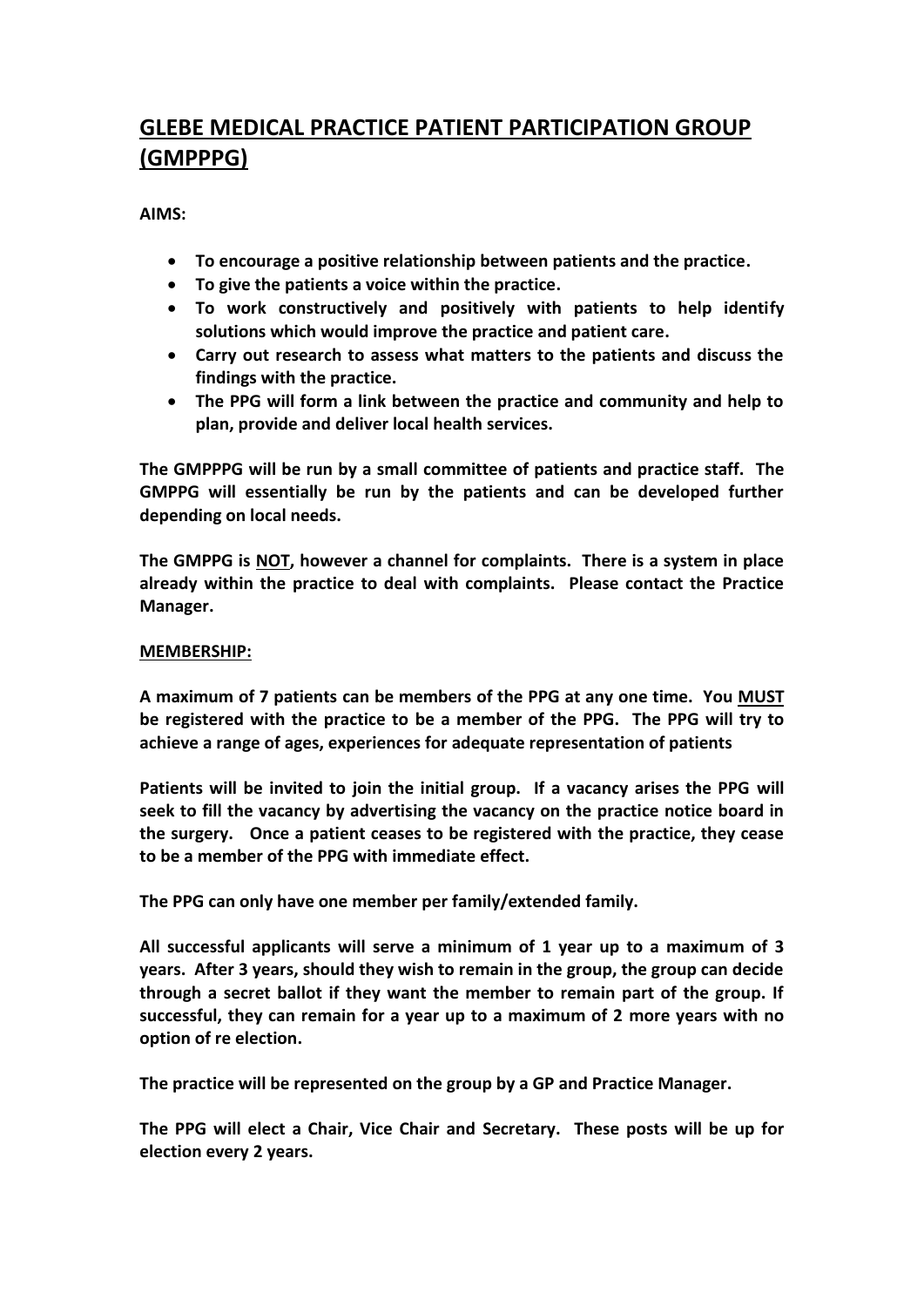# GLEBE MEDICAL PRACTICE PATIENT PARTICIPATION GROUP (GMPPPG)

**AIMS:**

- **To encourage a positive relationship between patients and the practice.**
- **To give the patients a voice within the practice.**
- **To work constructively and positively with patients to help identify solutions which would improve the practice and patient care.**
- **Carry out research to assess what matters to the patients and discuss the findings with the practice.**
- **The PPG will form a link between the practice and community and help to plan, provide and deliver local health services.**

**The GMPPPG will be run by a small committee of patients and practice staff. The GMPPG will essentially be run by the patients and can be developed further depending on local needs.**

**The GMPPG is <u>NOT</u>, however a channel for complaints. There is a system in place already within the practice to deal with complaints. Please contact the Practice Manager.**

**<u>MEMBERSHIP:</u>**

**A maximum of 7 patients can be members of the PPG at any one time. You <u>MUST</u> be registered with the practice to be a member of the PPG. The PPG will try to achieve a range of ages, experiences for adequate representation of patients**

**Patients will be invited to join the initial group. If a vacancy arises the PPG will seek to fill the vacancy by advertising the vacancy on the practice notice board in the surgery. Once a patient ceases to be registered with the practice, they cease to be a member of the PPG with immediate effect.**

**The PPG can only have one member per family/extended family.**

**All successful applicants will serve a minimum of 1 year up to a maximum of 3 years. After 3 years, should they wish to remain in the group, the group can decide through a secret ballot if they want the member to remain part of the group. If successful, they can remain for a year up to a maximum of 2 more years with no option of re election.**

**The practice will be represented on the group by a GP and Practice Manager.**

**The PPG will elect a Chair, Vice Chair and Secretary. These posts will be up for election every 2 years.**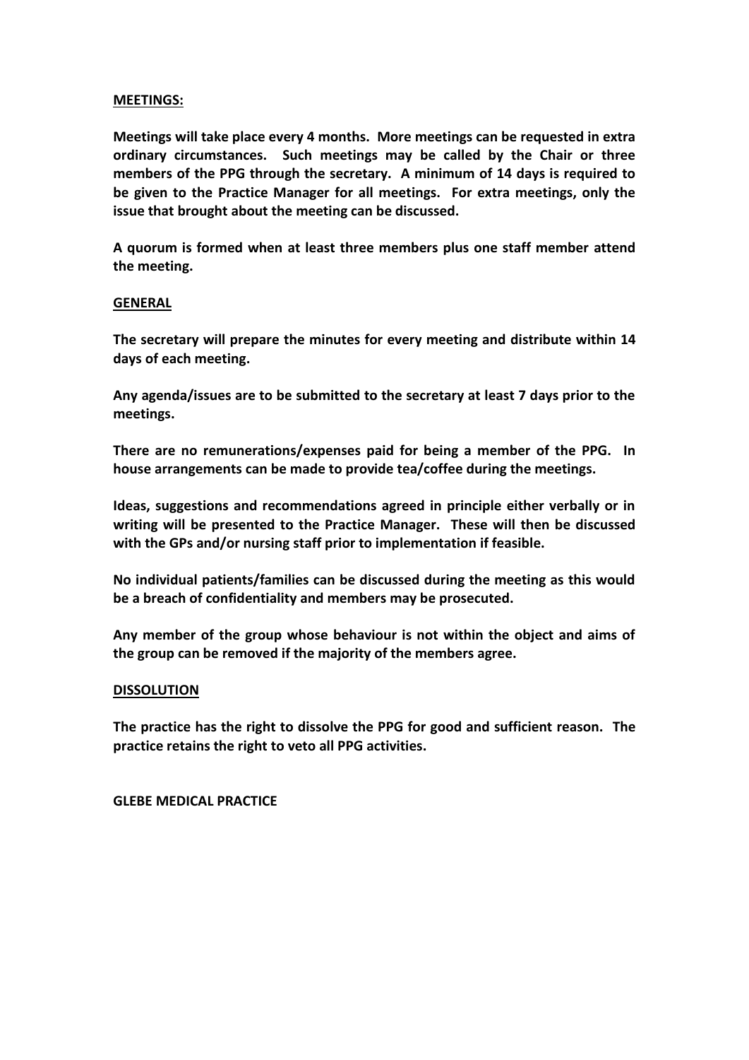## MEETINGS:

**Meetings will take place every 4 months. More meetings can be requested in extra ordinary circumstances. Such meetings may be called by the Chair or three members of the PPG through the secretary. A minimum of 14 days is required to be given to the Practice Manager for all meetings. For extra meetings, only the issue that brought about the meeting can be discussed.**

**A quorum is formed when at least three members plus one staff member attend the meeting.**

## GENERAL

**The secretary will prepare the minutes for every meeting and distribute within 14 days of each meeting.**

**Any agenda/issues are to be submitted to the secretary at least 7 days prior to the meetings.**

**There are no remunerations/expenses paid for being a member of the PPG. In house arrangements can be made to provide tea/coffee during the meetings.**

**Ideas, suggestions and recommendations agreed in principle either verbally or in writing will be presented to the Practice Manager. These will then be discussed with the GPs and/or nursing staff prior to implementation if feasible.**

**No individual patients/families can be discussed during the meeting as this would be a breach of confidentiality and members may be prosecuted.**

**Any member of the group whose behaviour is not within the object and aims of the group can be removed if the majority of the members agree.**

## DISSOLUTION

**The practice has the right to dissolve the PPG for good and sufficient reason. The practice retains the right to veto all PPG activities.**

**GLEBE MEDICAL PRACTICE**